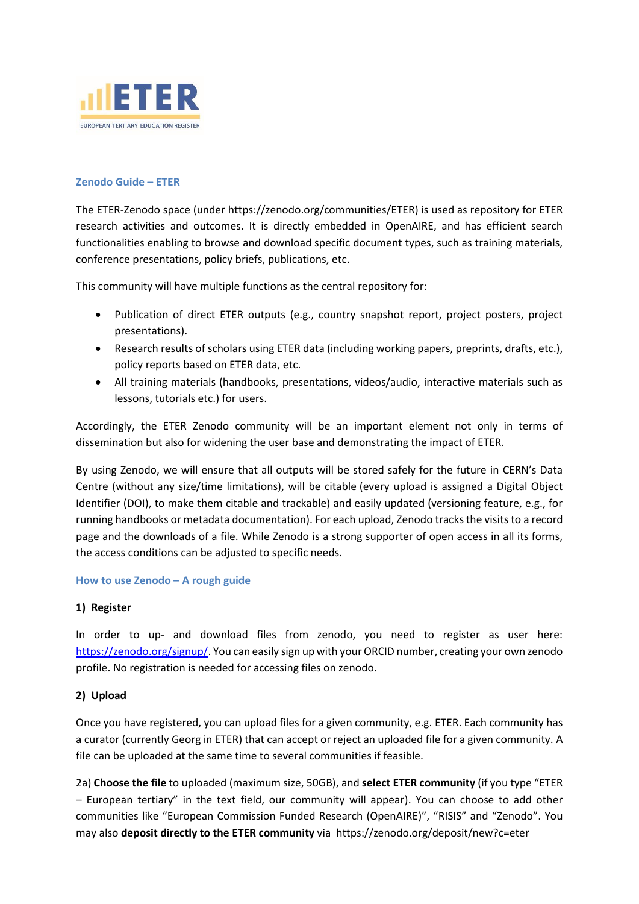ETER

EUROPEAN TERTIARY EDUCATION REGISTER

## Zenodo Guide – ETER

The ETER-Zenodo space (under https://zenodo.org/communities/ETER) is used as repository for ETER research activities and outcomes. It is directly embedded in OpenAIRE, and has efficient search functionalities enabling to browse and download specific document types, such as training materials, conference presentations, policy briefs, publications, etc.

This community will have multiple functions as the central repository for:

- Publication of direct ETER outputs (e.g., country snapshot report, project posters, project presentations).
- Research results of scholars using ETER data (including working papers, preprints, drafts, etc.), policy reports based on ETER data, etc.
- All training materials (handbooks, presentations, videos/audio, interactive materials such as lessons, tutorials etc.) for users.

Accordingly, the ETER Zenodo community will be an important element not only in terms of dissemination but also for widening the user base and demonstrating the impact of ETER.

By using Zenodo, we will ensure that all outputs will be stored safely for the future in CERN's Data Centre (without any size/time limitations), will be citable (every upload is assigned a Digital Object Identifier (DOI), to make them citable and trackable) and easily updated (versioning feature, e.g., for running handbooks or metadata documentation). For each upload, Zenodo tracks the visits to a record page and the downloads of a file. While Zenodo is a strong supporter of open access in all its forms, the access conditions can be adjusted to specific needs.

## How to use Zenodo – A rough guide

### 1) Register

In order to up- and download files from zenodo, you need to register as user here: https://zenodo.org/signup/. You can easily sign up with your ORCID number, creating your own zenodo profile. No registration is needed for accessing files on zenodo.

### 2) Upload

Once you have registered, you can upload files for a given community, e.g. ETER. Each community has a curator (currently Georg in ETER) that can accept or reject an uploaded file for a given community. A file can be uploaded at the same time to several communities if feasible.

2a) **Choose the file** to uploaded (maximum size, 50GB), and **select ETER community** (if you type "ETER – European tertiary" in the text field, our community will appear). You can choose to add other communities like "European Commission Funded Research (OpenAIRE)", "RISIS" and "Zenodo". You may also **deposit directly to the ETER community** via https://zenodo.org/deposit/new?c=eter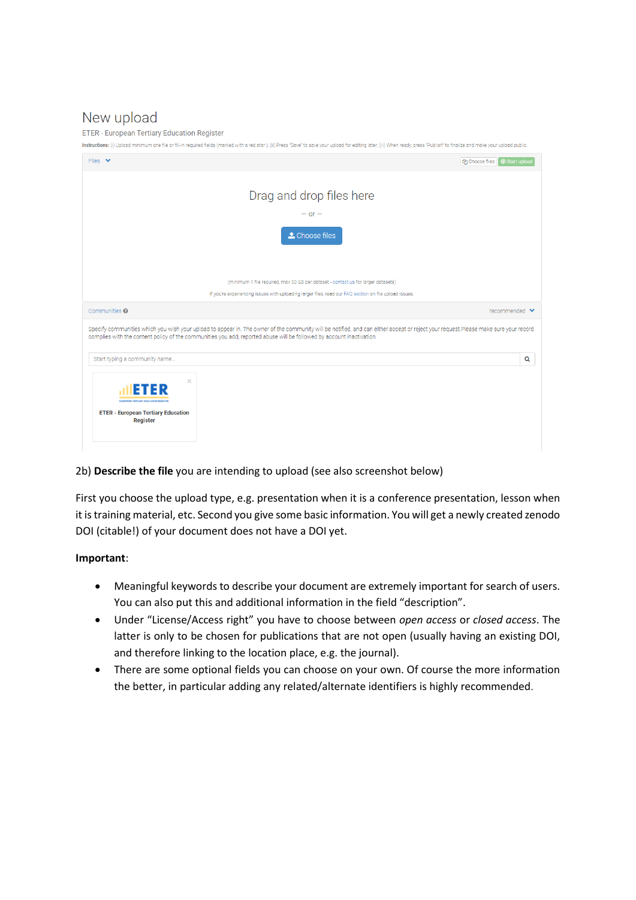New upload

ETER - European Tertiary Education Register

Instructions: (i) Upload minimum one file or fill-in required fields (marked with a red star). (ii) Press "Save" to save your upload for editing later. (iii) When ready, press "Publish" to finalize and make your upload public.

Files | Choose files | Start upload

Drag and drop files here

– or –

Choose files

(minimum 1 file required, max 50 GB per dataset - contact us for larger datasets)

If you're experiencing issues with uploading larger files, read our FAQ section on file upload issues.

Communities | recommended

Specify communities which you wish your upload to appear in. The owner of the community will be notified, and can either accept or reject your request. Please make sure your record complies with the content policy of the communities you add; reported abuse will be followed by account inactivation.

Start typing a community name...

ETER - European Tertiary Education Register

2b) **Describe the file** you are intending to upload (see also screenshot below)

First you choose the upload type, e.g. presentation when it is a conference presentation, lesson when it is training material, etc. Second you give some basic information. You will get a newly created zenodo DOI (citable!) of your document does not have a DOI yet.

**Important**:

- Meaningful keywords to describe your document are extremely important for search of users. You can also put this and additional information in the field "description".
- Under "License/Access right" you have to choose between *open access* or *closed access*. The latter is only to be chosen for publications that are not open (usually having an existing DOI, and therefore linking to the location place, e.g. the journal).
- There are some optional fields you can choose on your own. Of course the more information the better, in particular adding any related/alternate identifiers is highly recommended.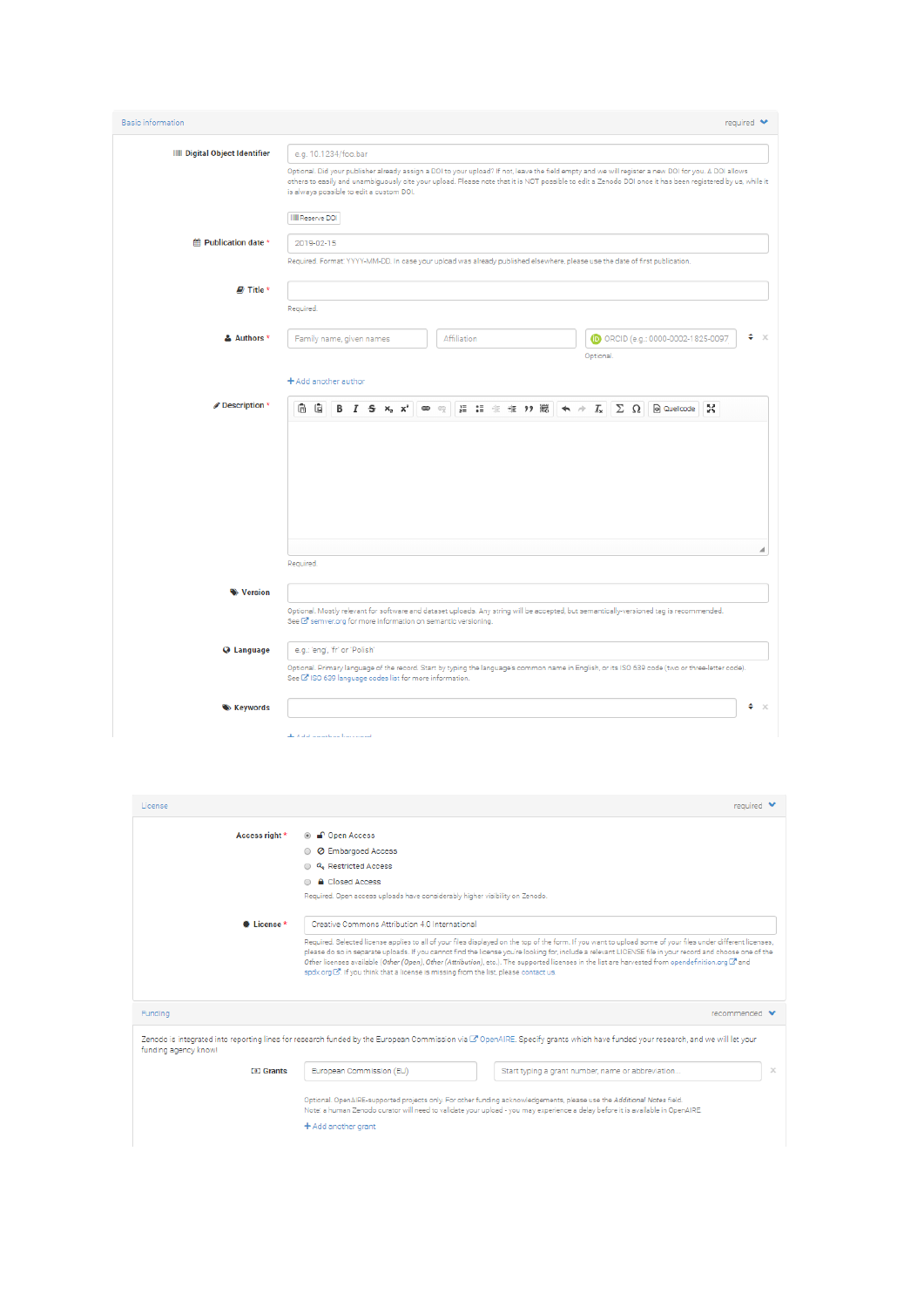Basic information — required

**Digital Object Identifier**

e.g. 10.1234/foo.bar

Optional. Did your publisher already assign a DOI to your upload? If not, leave the field empty and we will register a new DOI for you. A DOI allows others to easily and unambiguously cite your upload. Please note that it is NOT possible to edit a Zenodo DOI once it has been registered by us, while it is always possible to edit a custom DOI.

Reserve DOI

**Publication date** *

2019-02-15

Required. Format: YYYY-MM-DD. In case your upload was already published elsewhere, please use the date of first publication.

**Title** *

Required.

**Authors** *

Family name, given names | Affiliation | ORCID (e.g.: 0000-0002-1825-0097)

Optional.

+ Add another author

**Description** *

Required.

**Version**

Optional. Mostly relevant for software and dataset uploads. Any string will be accepted, but semantically-versioned tag is recommended. See semver.org for more information on semantic versioning.

**Language**

e.g.: 'eng', 'fr' or 'Polish'

Optional. Primary language of the record. Start by typing the languages common name in English, or its ISO 639 code (two or three-letter code). See ISO 639 language codes list for more information.

**Keywords**

License — required

**Access right** *

- Open Access
- Embargoed Access
- Restricted Access
- Closed Access

Required. Open access uploads have considerably higher visibility on Zenodo.

**License** *

Creative Commons Attribution 4.0 International

Required. Selected license applies to all of your files displayed on the top of the form. If you want to upload some of your files under different licenses, please do so in separate uploads. If you cannot find the license you're looking for, include a relevant LICENSE file in your record and choose one of the *Other* licenses available (*Other (Open)*, *Other (Attribution)*, etc.). The supported licenses in the list are harvested from opendefinition.org and spdx.org. If you think that a license is missing from the list, please contact us.

Funding — recommended

Zenodo is integrated into reporting lines for research funded by the European Commission via OpenAIRE. Specify grants which have funded your research, and we will let your funding agency know!

**Grants**

European Commission (EU) | Start typing a grant number, name or abbreviation...

Optional. OpenAIRE-supported projects only. For other funding acknowledgements, please use the *Additional Notes* field.
Note: a human Zenodo curator will need to validate your upload - you may experience a delay before it is available in OpenAIRE.

+ Add another grant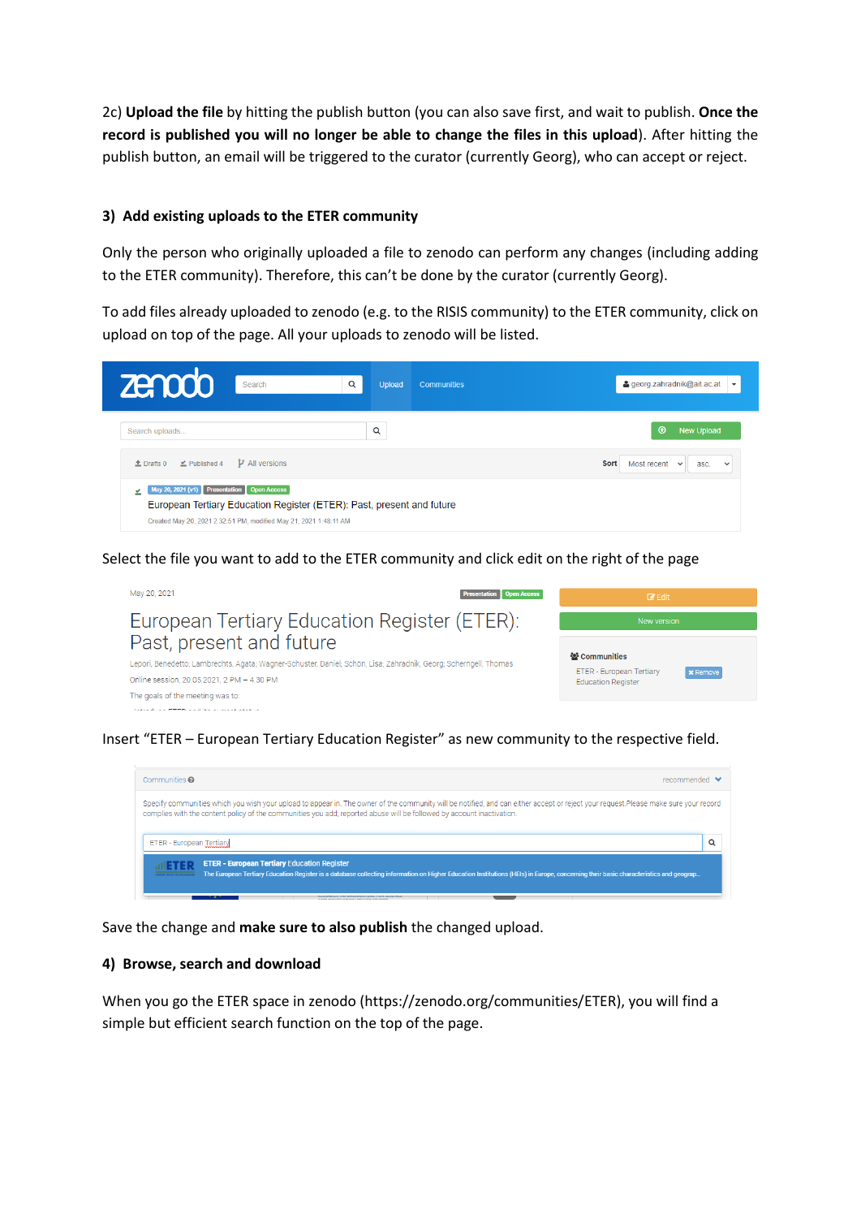2c) **Upload the file** by hitting the publish button (you can also save first, and wait to publish. **Once the record is published you will no longer be able to change the files in this upload**). After hitting the publish button, an email will be triggered to the curator (currently Georg), who can accept or reject.

### 3) Add existing uploads to the ETER community

Only the person who originally uploaded a file to zenodo can perform any changes (including adding to the ETER community). Therefore, this can't be done by the curator (currently Georg).

To add files already uploaded to zenodo (e.g. to the RISIS community) to the ETER community, click on upload on top of the page. All your uploads to zenodo will be listed.

Select the file you want to add to the ETER community and click edit on the right of the page

Insert "ETER – European Tertiary Education Register" as new community to the respective field.

Save the change and **make sure to also publish** the changed upload.

### 4) Browse, search and download

When you go the ETER space in zenodo (https://zenodo.org/communities/ETER), you will find a simple but efficient search function on the top of the page.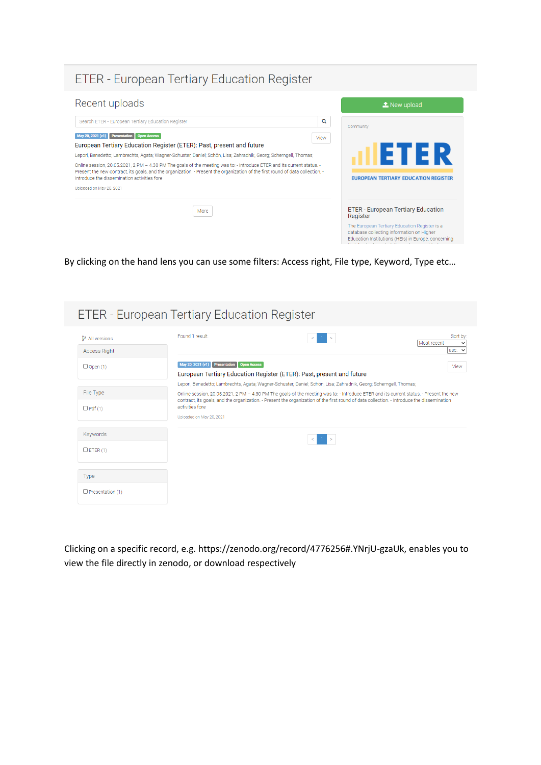ETER - European Tertiary Education Register

Recent uploads

Search ETER - European Tertiary Education Register

May 20, 2021 (v1) Presentation Open Access

View

European Tertiary Education Register (ETER): Past, present and future

Lepori, Benedetto; Lambrechts, Agata; Wagner-Schuster, Daniel; Schön, Lisa; Zahradnik, Georg; Scherngell, Thomas;

Online session, 20.05.2021, 2 PM – 4.30 PM The goals of the meeting was to: - Introduce ETER and its current status. - Present the new contract, its goals, and the organization. - Present the organization of the first round of data collection. - Introduce the dissemination activities fore

Uploaded on May 20, 2021

More

New upload

Community

ETER

EUROPEAN TERTIARY EDUCATION REGISTER

ETER - European Tertiary Education Register

The European Tertiary Education Register is a database collecting information on Higher Education Institutions (HEIs) in Europe, concerning

By clicking on the hand lens you can use some filters: Access right, File type, Keyword, Type etc…

ETER - European Tertiary Education Register

All versions

Access Right

Open (1)

File Type

Pdf (1)

Keywords

ETER (1)

Type

Presentation (1)

Found 1 result.

Sort by: Most recent, asc.

May 20, 2021 (v1) Presentation Open Access

View

European Tertiary Education Register (ETER): Past, present and future

Lepori, Benedetto; Lambrechts, Agata; Wagner-Schuster, Daniel; Schön, Lisa; Zahradnik, Georg; Scherngell, Thomas;

Online session, 20.05.2021, 2 PM – 4.30 PM The goals of the meeting was to: - Introduce ETER and its current status. - Present the new contract, its goals, and the organization. - Present the organization of the first round of data collection. - Introduce the dissemination activities fore

Uploaded on May 20, 2021

Clicking on a specific record, e.g. https://zenodo.org/record/4776256#.YNrjU-gzaUk, enables you to view the file directly in zenodo, or download respectively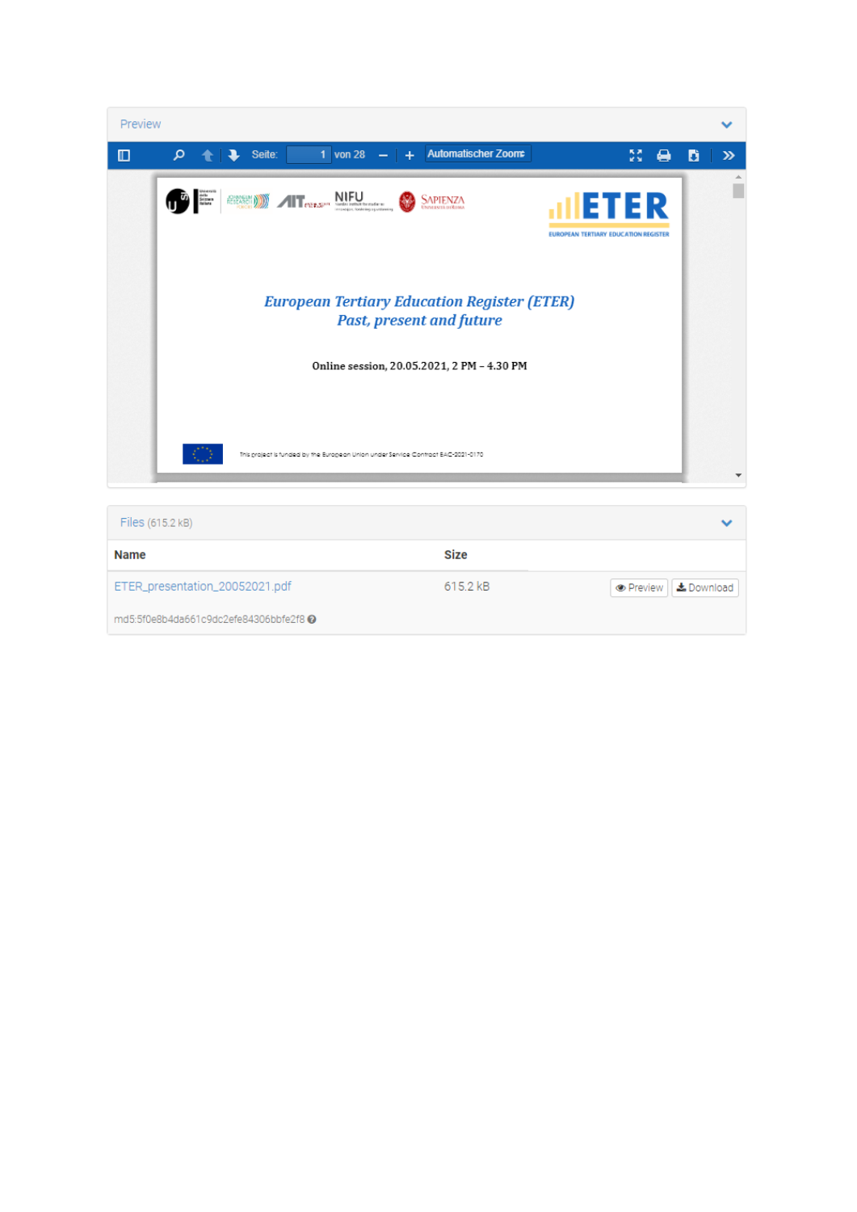Preview

Seite: 1 von 28 Automatischer Zoom

European Tertiary Education Register (ETER)
Past, present and future

Online session, 20.05.2021, 2 PM – 4.30 PM

This project is funded by the European Union under Service Contract EAC-2021-0170

Files (615.2 kB)

| Name | Size | |
|---|---|---|
| ETER_presentation_20052021.pdf | 615.2 kB | Preview Download |

md5:5f0e8b4da661c9dc2efe84306bbfe2f8